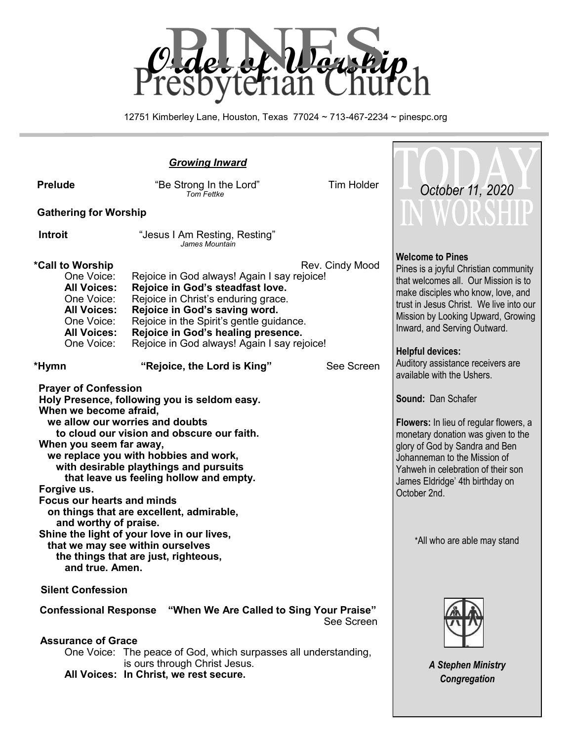# Pines Presbyterian Church
## Order of Worship

12751 Kimberley Lane, Houston, Texas 77024 ~ 713-467-2234 ~ pinespc.org

### *Growing Inward*

**Prelude** — "Be Strong In the Lord" *Tom Fettke* — Tim Holder

**Gathering for Worship**

**Introit** — "Jesus I Am Resting, Resting" *James Mountain*

**\*Call to Worship** — Rev. Cindy Mood

One Voice: Rejoice in God always! Again I say rejoice!
**All Voices: Rejoice in God's steadfast love.**
One Voice: Rejoice in Christ's enduring grace.
**All Voices: Rejoice in God's saving word.**
One Voice: Rejoice in the Spirit's gentle guidance.
**All Voices: Rejoice in God's healing presence.**
One Voice: Rejoice in God always! Again I say rejoice!

**\*Hymn** — **"Rejoice, the Lord is King"** — See Screen

**Prayer of Confession**

**Holy Presence, following you is seldom easy.**
**When we become afraid,**
**we allow our worries and doubts**
**to cloud our vision and obscure our faith.**
**When you seem far away,**
**we replace you with hobbies and work,**
**with desirable playthings and pursuits**
**that leave us feeling hollow and empty.**
**Forgive us.**
**Focus our hearts and minds**
**on things that are excellent, admirable,**
**and worthy of praise.**
**Shine the light of your love in our lives,**
**that we may see within ourselves**
**the things that are just, righteous,**
**and true. Amen.**

**Silent Confession**

**Confessional Response** — **"When We Are Called to Sing Your Praise"** — See Screen

**Assurance of Grace**

One Voice: The peace of God, which surpasses all understanding, is ours through Christ Jesus.
**All Voices: In Christ, we rest secure.**

---

## TODAY IN WORSHIP
*October 11, 2020*

**Welcome to Pines**
Pines is a joyful Christian community that welcomes all. Our Mission is to make disciples who know, love, and trust in Jesus Christ. We live into our Mission by Looking Upward, Growing Inward, and Serving Outward.

**Helpful devices:**
Auditory assistance receivers are available with the Ushers.

**Sound:** Dan Schafer

**Flowers:** In lieu of regular flowers, a monetary donation was given to the glory of God by Sandra and Ben Johanneman to the Mission of Yahweh in celebration of their son James Eldridge' 4th birthday on October 2nd.

\*All who are able may stand

***A Stephen Ministry Congregation***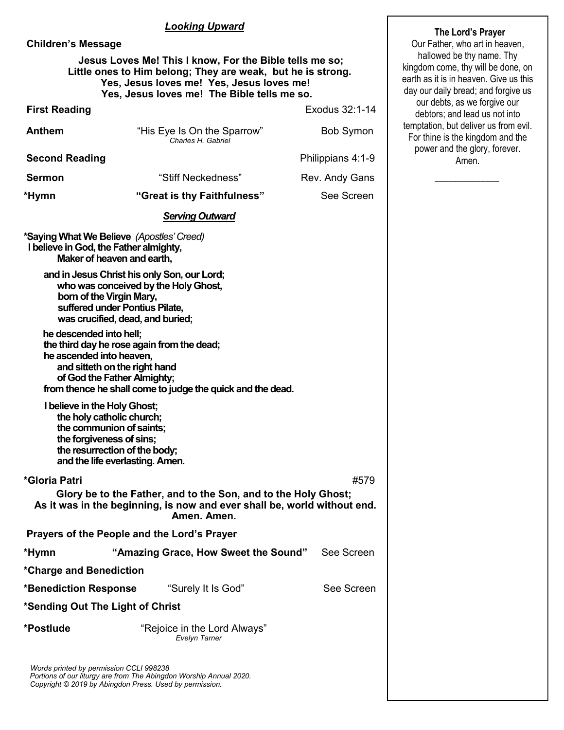## *Looking Upward*

**Children's Message**

**Jesus Loves Me! This I know, For the Bible tells me so;**
**Little ones to Him belong; They are weak, but he is strong.**
**Yes, Jesus loves me! Yes, Jesus loves me!**
**Yes, Jesus loves me! The Bible tells me so.**

**First Reading** — Exodus 32:1-14

**Anthem** — "His Eye Is On the Sparrow" *Charles H. Gabriel* — Bob Symon

**Second Reading** — Philippians 4:1-9

**Sermon** — "Stiff Neckedness" — Rev. Andy Gans

**\*Hymn** — **"Great is thy Faithfulness"** — See Screen

## *Serving Outward*

**\*Saying What We Believe** *(Apostles' Creed)*

**I believe in God, the Father almighty,**
**Maker of heaven and earth,**

**and in Jesus Christ his only Son, our Lord;**
**who was conceived by the Holy Ghost,**
**born of the Virgin Mary,**
**suffered under Pontius Pilate,**
**was crucified, dead, and buried;**

**he descended into hell;**
**the third day he rose again from the dead;**
**he ascended into heaven,**
**and sitteth on the right hand**
**of God the Father Almighty;**
**from thence he shall come to judge the quick and the dead.**

**I believe in the Holy Ghost;**
**the holy catholic church;**
**the communion of saints;**
**the forgiveness of sins;**
**the resurrection of the body;**
**and the life everlasting. Amen.**

**\*Gloria Patri** — #579

**Glory be to the Father, and to the Son, and to the Holy Ghost;**
**As it was in the beginning, is now and ever shall be, world without end.**
**Amen. Amen.**

**Prayers of the People and the Lord's Prayer**

**\*Hymn** — **"Amazing Grace, How Sweet the Sound"** — See Screen

**\*Charge and Benediction**

**\*Benediction Response** — "Surely It Is God" — See Screen

**\*Sending Out The Light of Christ**

**\*Postlude** — "Rejoice in the Lord Always" *Evelyn Tarner*

*Words printed by permission CCLI 998238*
*Portions of our liturgy are from The Abingdon Worship Annual 2020.*
*Copyright © 2019 by Abingdon Press. Used by permission.*

---

**The Lord's Prayer**

Our Father, who art in heaven, hallowed be thy name. Thy kingdom come, thy will be done, on earth as it is in heaven. Give us this day our daily bread; and forgive us our debts, as we forgive our debtors; and lead us not into temptation, but deliver us from evil. For thine is the kingdom and the power and the glory, forever. Amen.

\_\_\_\_\_\_\_\_\_\_\_\_\_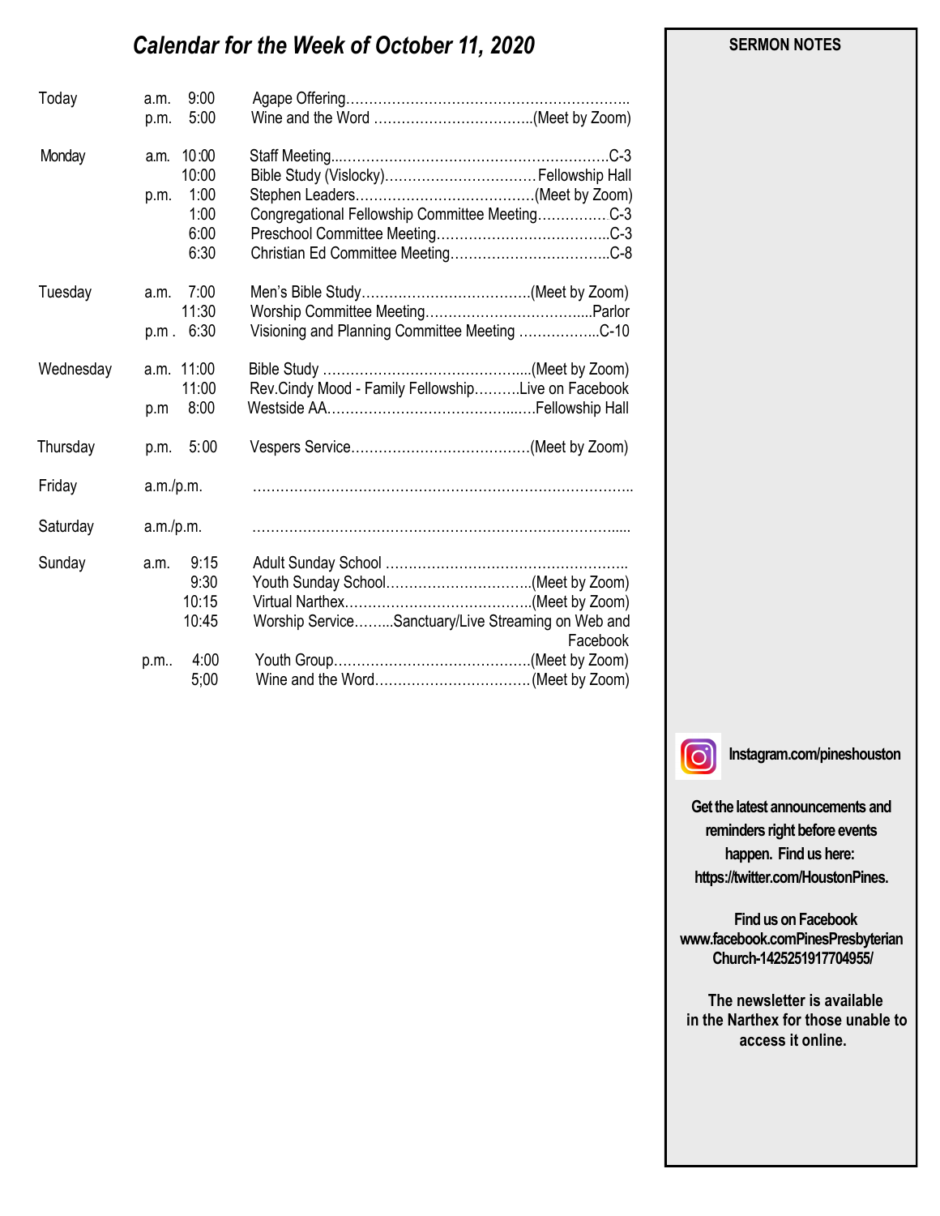## *Calendar for the Week of October 11, 2020*

| Day | | Time | Event | Location |
|---|---|---|---|---|
| Today | a.m. | 9:00 | Agape Offering | |
| | p.m. | 5:00 | Wine and the Word | (Meet by Zoom) |
| Monday | a.m. | 10:00 | Staff Meeting | C-3 |
| | | 10:00 | Bible Study (Vislocky) | Fellowship Hall |
| | p.m. | 1:00 | Stephen Leaders | (Meet by Zoom) |
| | | 1:00 | Congregational Fellowship Committee Meeting | C-3 |
| | | 6:00 | Preschool Committee Meeting | C-3 |
| | | 6:30 | Christian Ed Committee Meeting | C-8 |
| Tuesday | a.m. | 7:00 | Men's Bible Study | (Meet by Zoom) |
| | | 11:30 | Worship Committee Meeting | Parlor |
| | p.m . | 6:30 | Visioning and Planning Committee Meeting | C-10 |
| Wednesday | a.m. | 11:00 | Bible Study | (Meet by Zoom) |
| | | 11:00 | Rev.Cindy Mood - Family Fellowship | Live on Facebook |
| | p.m | 8:00 | Westside AA | Fellowship Hall |
| Thursday | p.m. | 5:00 | Vespers Service | (Meet by Zoom) |
| Friday | a.m./p.m. | | | |
| Saturday | a.m./p.m. | | | |
| Sunday | a.m. | 9:15 | Adult Sunday School | |
| | | 9:30 | Youth Sunday School | (Meet by Zoom) |
| | | 10:15 | Virtual Narthex | (Meet by Zoom) |
| | | 10:45 | Worship Service | Sanctuary/Live Streaming on Web and Facebook |
| | p.m.. | 4:00 | Youth Group | (Meet by Zoom) |
| | | 5;00 | Wine and the Word | (Meet by Zoom) |

**SERMON NOTES**

**Instagram.com/pineshouston**

**Get the latest announcements and reminders right before events happen. Find us here: https://twitter.com/HoustonPines.**

**Find us on Facebook www.facebook.comPinesPresbyterian Church-1425251917704955/**

**The newsletter is available in the Narthex for those unable to access it online.**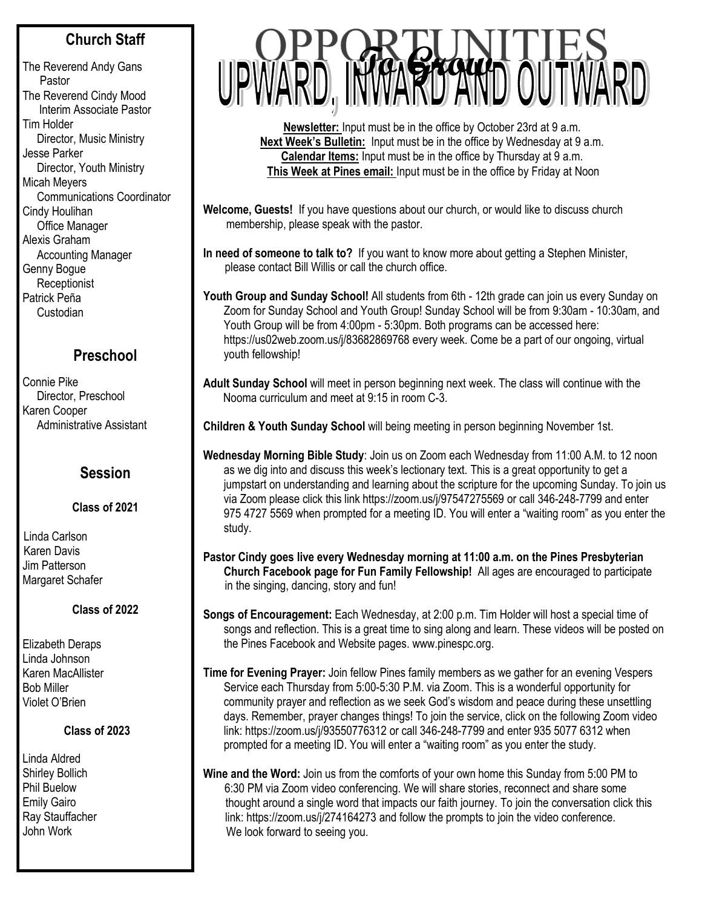## Church Staff

The Reverend Andy Gans
Pastor
The Reverend Cindy Mood
Interim Associate Pastor
Tim Holder
Director, Music Ministry
Jesse Parker
Director, Youth Ministry
Micah Meyers
Communications Coordinator
Cindy Houlihan
Office Manager
Alexis Graham
Accounting Manager
Genny Bogue
Receptionist
Patrick Peña
Custodian

## Preschool

Connie Pike
Director, Preschool
Karen Cooper
Administrative Assistant

## Session

### Class of 2021

Linda Carlson
Karen Davis
Jim Patterson
Margaret Schafer

### Class of 2022

Elizabeth Deraps
Linda Johnson
Karen MacAllister
Bob Miller
Violet O'Brien

### Class of 2023

Linda Aldred
Shirley Bollich
Phil Buelow
Emily Gairo
Ray Stauffacher
John Work

# OPPORTUNITIES To Grow UPWARD, INWARD AND OUTWARD

**Newsletter:** Input must be in the office by October 23rd at 9 a.m.
**Next Week's Bulletin:** Input must be in the office by Wednesday at 9 a.m.
**Calendar Items:** Input must be in the office by Thursday at 9 a.m.
**This Week at Pines email:** Input must be in the office by Friday at Noon

**Welcome, Guests!** If you have questions about our church, or would like to discuss church membership, please speak with the pastor.

**In need of someone to talk to?** If you want to know more about getting a Stephen Minister, please contact Bill Willis or call the church office.

**Youth Group and Sunday School!** All students from 6th - 12th grade can join us every Sunday on Zoom for Sunday School and Youth Group! Sunday School will be from 9:30am - 10:30am, and Youth Group will be from 4:00pm - 5:30pm. Both programs can be accessed here: https://us02web.zoom.us/j/83682869768 every week. Come be a part of our ongoing, virtual youth fellowship!

**Adult Sunday School** will meet in person beginning next week. The class will continue with the Nooma curriculum and meet at 9:15 in room C-3.

**Children & Youth Sunday School** will being meeting in person beginning November 1st.

**Wednesday Morning Bible Study**: Join us on Zoom each Wednesday from 11:00 A.M. to 12 noon as we dig into and discuss this week's lectionary text. This is a great opportunity to get a jumpstart on understanding and learning about the scripture for the upcoming Sunday. To join us via Zoom please click this link https://zoom.us/j/97547275569 or call 346-248-7799 and enter 975 4727 5569 when prompted for a meeting ID. You will enter a "waiting room" as you enter the study.

**Pastor Cindy goes live every Wednesday morning at 11:00 a.m. on the Pines Presbyterian Church Facebook page for Fun Family Fellowship!** All ages are encouraged to participate in the singing, dancing, story and fun!

**Songs of Encouragement:** Each Wednesday, at 2:00 p.m. Tim Holder will host a special time of songs and reflection. This is a great time to sing along and learn. These videos will be posted on the Pines Facebook and Website pages. www.pinespc.org.

**Time for Evening Prayer:** Join fellow Pines family members as we gather for an evening Vespers Service each Thursday from 5:00-5:30 P.M. via Zoom. This is a wonderful opportunity for community prayer and reflection as we seek God's wisdom and peace during these unsettling days. Remember, prayer changes things! To join the service, click on the following Zoom video link: https://zoom.us/j/93550776312 or call 346-248-7799 and enter 935 5077 6312 when prompted for a meeting ID. You will enter a "waiting room" as you enter the study.

**Wine and the Word:** Join us from the comforts of your own home this Sunday from 5:00 PM to 6:30 PM via Zoom video conferencing. We will share stories, reconnect and share some thought around a single word that impacts our faith journey. To join the conversation click this link: https://zoom.us/j/274164273 and follow the prompts to join the video conference. We look forward to seeing you.